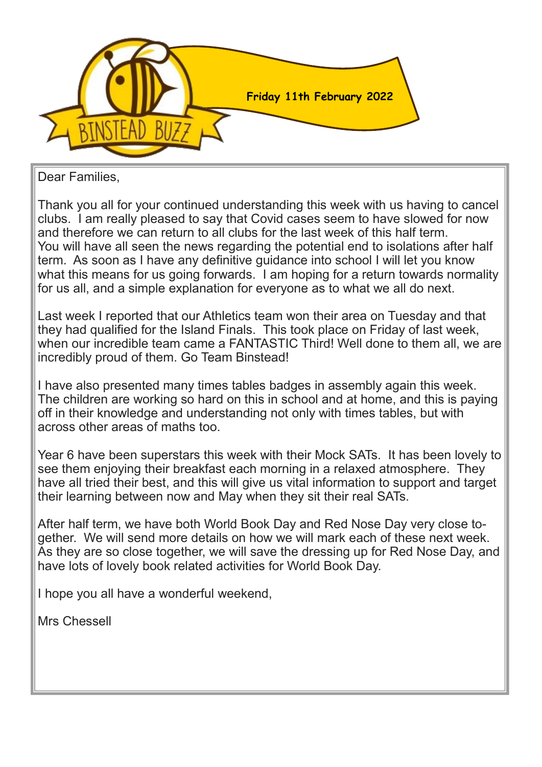# Binstead Buzz

**Friday 11th February 2022**

Dear Families,

Thank you all for your continued understanding this week with us having to cancel clubs. I am really pleased to say that Covid cases seem to have slowed for now and therefore we can return to all clubs for the last week of this half term. You will have all seen the news regarding the potential end to isolations after half term. As soon as I have any definitive guidance into school I will let you know what this means for us going forwards. I am hoping for a return towards normality for us all, and a simple explanation for everyone as to what we all do next.

Last week I reported that our Athletics team won their area on Tuesday and that they had qualified for the Island Finals. This took place on Friday of last week, when our incredible team came a FANTASTIC Third! Well done to them all, we are incredibly proud of them. Go Team Binstead!

I have also presented many times tables badges in assembly again this week. The children are working so hard on this in school and at home, and this is paying off in their knowledge and understanding not only with times tables, but with across other areas of maths too.

Year 6 have been superstars this week with their Mock SATs. It has been lovely to see them enjoying their breakfast each morning in a relaxed atmosphere. They have all tried their best, and this will give us vital information to support and target their learning between now and May when they sit their real SATs.

After half term, we have both World Book Day and Red Nose Day very close together. We will send more details on how we will mark each of these next week. As they are so close together, we will save the dressing up for Red Nose Day, and have lots of lovely book related activities for World Book Day.

I hope you all have a wonderful weekend,

Mrs Chessell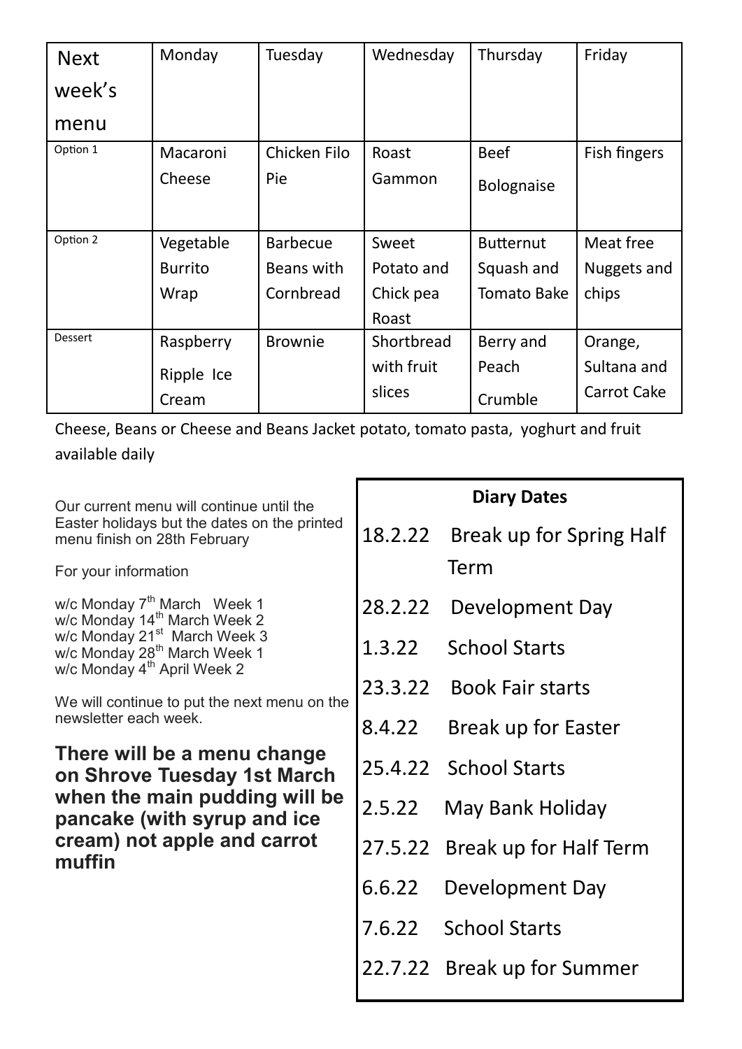| Next week's menu | Monday | Tuesday | Wednesday | Thursday | Friday |
| --- | --- | --- | --- | --- | --- |
| Option 1 | Macaroni Cheese | Chicken Filo Pie | Roast Gammon | Beef Bolognaise | Fish fingers |
| Option 2 | Vegetable Burrito Wrap | Barbecue Beans with Cornbread | Sweet Potato and Chick pea Roast | Butternut Squash and Tomato Bake | Meat free Nuggets and chips |
| Dessert | Raspberry Ripple Ice Cream | Brownie | Shortbread with fruit slices | Berry and Peach Crumble | Orange, Sultana and Carrot Cake |

Cheese, Beans or Cheese and Beans Jacket potato, tomato pasta, yoghurt and fruit available daily

Our current menu will continue until the Easter holidays but the dates on the printed menu finish on 28th February

For your information

w/c Monday 7th March Week 1
w/c Monday 14th March Week 2
w/c Monday 21st March Week 3
w/c Monday 28th March Week 1
w/c Monday 4th April Week 2

We will continue to put the next menu on the newsletter each week.

**There will be a menu change on Shrove Tuesday 1st March when the main pudding will be pancake (with syrup and ice cream) not apple and carrot muffin**

**Diary Dates**

| Date | Event |
| --- | --- |
| 18.2.22 | Break up for Spring Half Term |
| 28.2.22 | Development Day |
| 1.3.22 | School Starts |
| 23.3.22 | Book Fair starts |
| 8.4.22 | Break up for Easter |
| 25.4.22 | School Starts |
| 2.5.22 | May Bank Holiday |
| 27.5.22 | Break up for Half Term |
| 6.6.22 | Development Day |
| 7.6.22 | School Starts |
| 22.7.22 | Break up for Summer |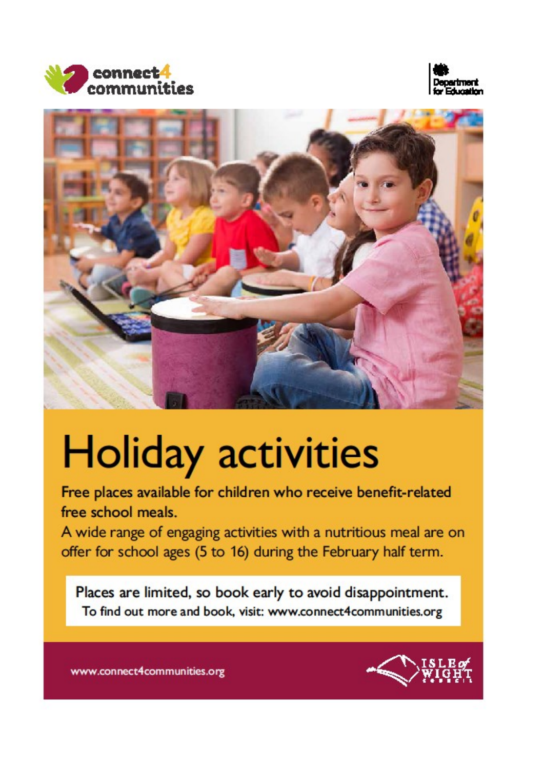connect4 communities

Department for Education

# Holiday activities

Free places available for children who receive benefit-related free school meals.

A wide range of engaging activities with a nutritious meal are on offer for school ages (5 to 16) during the February half term.

Places are limited, so book early to avoid disappointment.
To find out more and book, visit: www.connect4communities.org

www.connect4communities.org

Isle of Wight Council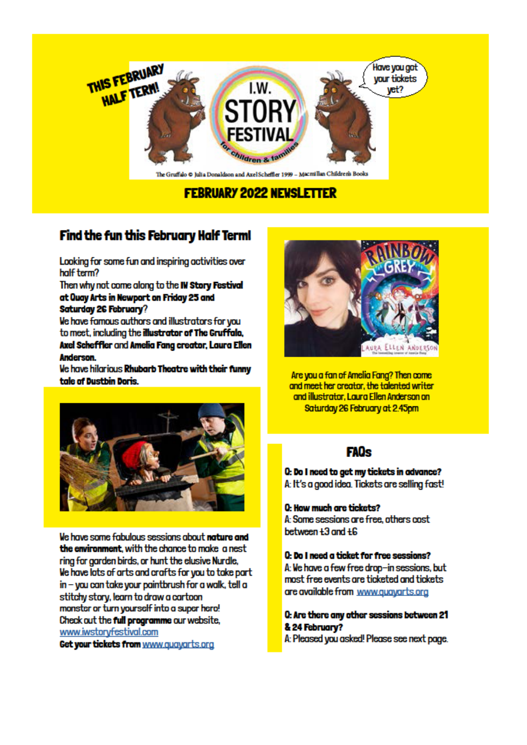THIS FEBRUARY HALF TERM!

I.W. STORY FESTIVAL for children & families

Have you got your tickets yet?

The Gruffalo © Julia Donaldson and Axel Scheffler 1999 – Macmillan Children's Books

# FEBRUARY 2022 NEWSLETTER

## Find the fun this February Half Term!

Looking for some fun and inspiring activities over half term?

Then why not come along to the **IW Story Festival at Quay Arts in Newport on Friday 25 and Saturday 26 February**?

We have famous authors and illustrators for you to meet, including the **illustrator of The Gruffalo, Axel Scheffler** and **Amelia Fang creator, Laura Ellen Anderson.**

We have hilarious **Rhubarb Theatre with their funny tale of Dustbin Doris.**

We have some fabulous sessions about **nature and the environment**, with the chance to make a nest ring for garden birds, or hunt the elusive Nurdle.

We have lots of arts and crafts for you to take part in – you can take your paintbrush for a walk, tell a stitchy story, learn to draw a cartoon monster or turn yourself into a super hero!

Check out the **full programme** our website, www.iwstoryfestival.com

**Get your tickets from** www.quayarts.org

Are you a fan of Amelia Fang? Then come and meet her creator, the talented writer and illustrator, Laura Ellen Anderson on Saturday 26 February at 2.45pm

## FAQs

**Q: Do I need to get my tickets in advance?**
A: It's a good idea. Tickets are selling fast!

**Q: How much are tickets?**
A: Some sessions are free, others cost between £3 and £6

**Q: Do I need a ticket for free sessions?**
A: We have a few free drop-in sessions, but most free events are ticketed and tickets are available from www.quayarts.org

**Q: Are there any other sessions between 21 & 24 February?**
A: Pleased you asked! Please see next page.